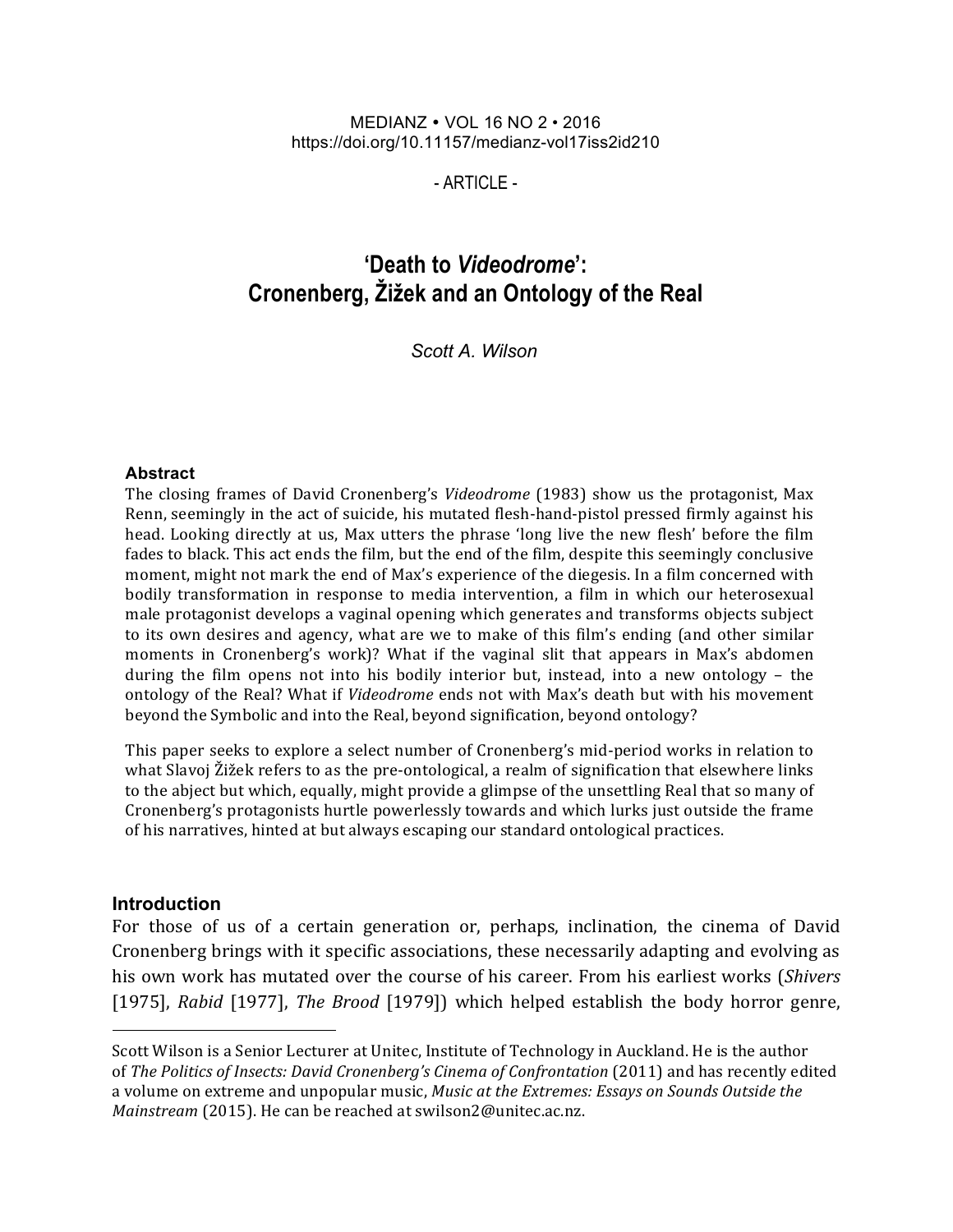MEDIANZ • VOL 16 NO 2 • 2016
https://doi.org/10.11157/medianz-vol17iss2id210

- ARTICLE -

# 'Death to *Videodrome*': Cronenberg, Žižek and an Ontology of the Real

*Scott A. Wilson*

### Abstract

The closing frames of David Cronenberg's *Videodrome* (1983) show us the protagonist, Max Renn, seemingly in the act of suicide, his mutated flesh-hand-pistol pressed firmly against his head. Looking directly at us, Max utters the phrase 'long live the new flesh' before the film fades to black. This act ends the film, but the end of the film, despite this seemingly conclusive moment, might not mark the end of Max's experience of the diegesis. In a film concerned with bodily transformation in response to media intervention, a film in which our heterosexual male protagonist develops a vaginal opening which generates and transforms objects subject to its own desires and agency, what are we to make of this film's ending (and other similar moments in Cronenberg's work)? What if the vaginal slit that appears in Max's abdomen during the film opens not into his bodily interior but, instead, into a new ontology – the ontology of the Real? What if *Videodrome* ends not with Max's death but with his movement beyond the Symbolic and into the Real, beyond signification, beyond ontology?

This paper seeks to explore a select number of Cronenberg's mid-period works in relation to what Slavoj Žižek refers to as the pre-ontological, a realm of signification that elsewhere links to the abject but which, equally, might provide a glimpse of the unsettling Real that so many of Cronenberg's protagonists hurtle powerlessly towards and which lurks just outside the frame of his narratives, hinted at but always escaping our standard ontological practices.

## Introduction

For those of us of a certain generation or, perhaps, inclination, the cinema of David Cronenberg brings with it specific associations, these necessarily adapting and evolving as his own work has mutated over the course of his career. From his earliest works (*Shivers* [1975], *Rabid* [1977], *The Brood* [1979]) which helped establish the body horror genre,

---

Scott Wilson is a Senior Lecturer at Unitec, Institute of Technology in Auckland. He is the author of *The Politics of Insects: David Cronenberg's Cinema of Confrontation* (2011) and has recently edited a volume on extreme and unpopular music, *Music at the Extremes: Essays on Sounds Outside the Mainstream* (2015). He can be reached at swilson2@unitec.ac.nz.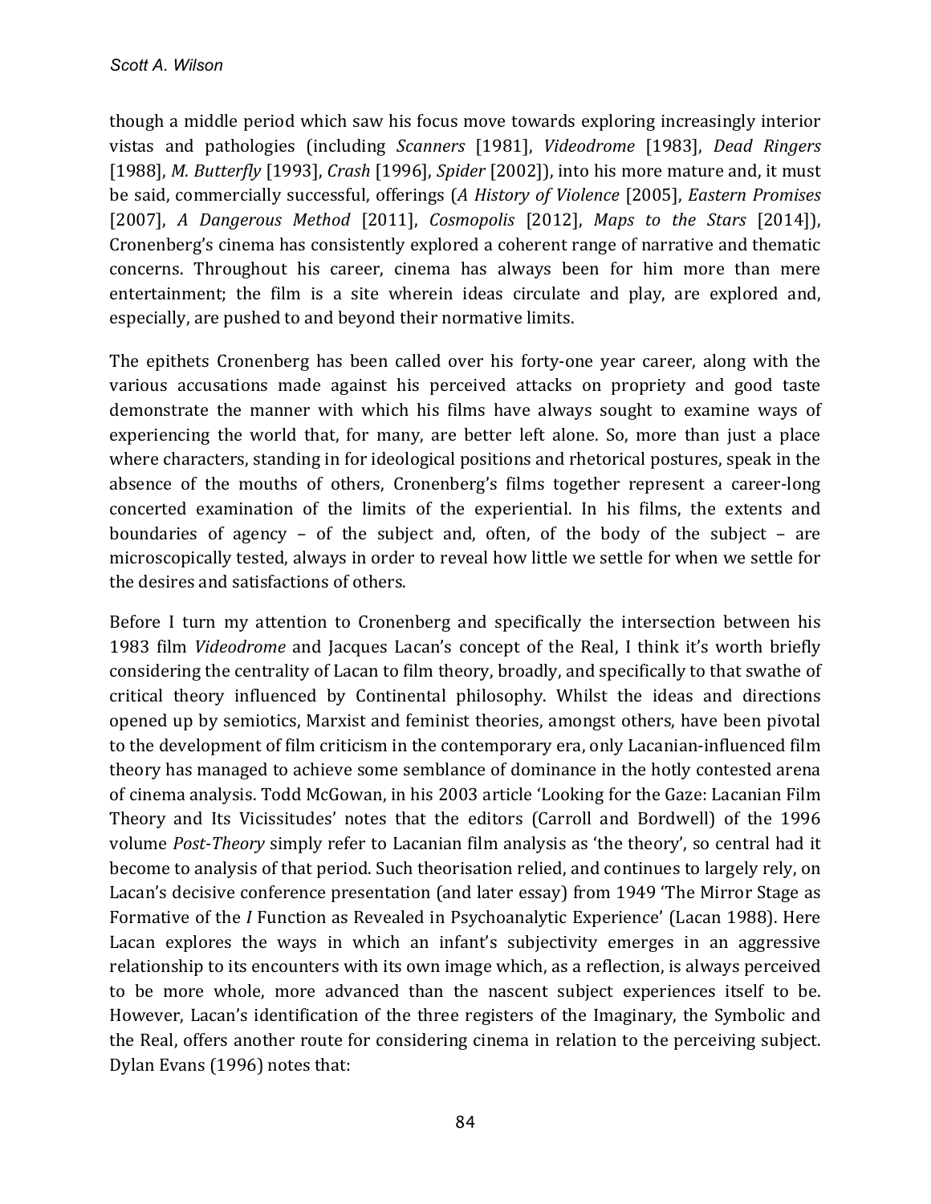though a middle period which saw his focus move towards exploring increasingly interior vistas and pathologies (including *Scanners* [1981], *Videodrome* [1983], *Dead Ringers* [1988], *M. Butterfly* [1993], *Crash* [1996], *Spider* [2002]), into his more mature and, it must be said, commercially successful, offerings (*A History of Violence* [2005], *Eastern Promises* [2007], *A Dangerous Method* [2011], *Cosmopolis* [2012], *Maps to the Stars* [2014]), Cronenberg's cinema has consistently explored a coherent range of narrative and thematic concerns. Throughout his career, cinema has always been for him more than mere entertainment; the film is a site wherein ideas circulate and play, are explored and, especially, are pushed to and beyond their normative limits.

The epithets Cronenberg has been called over his forty-one year career, along with the various accusations made against his perceived attacks on propriety and good taste demonstrate the manner with which his films have always sought to examine ways of experiencing the world that, for many, are better left alone. So, more than just a place where characters, standing in for ideological positions and rhetorical postures, speak in the absence of the mouths of others, Cronenberg's films together represent a career-long concerted examination of the limits of the experiential. In his films, the extents and boundaries of agency – of the subject and, often, of the body of the subject – are microscopically tested, always in order to reveal how little we settle for when we settle for the desires and satisfactions of others.

Before I turn my attention to Cronenberg and specifically the intersection between his 1983 film *Videodrome* and Jacques Lacan's concept of the Real, I think it's worth briefly considering the centrality of Lacan to film theory, broadly, and specifically to that swathe of critical theory influenced by Continental philosophy. Whilst the ideas and directions opened up by semiotics, Marxist and feminist theories, amongst others, have been pivotal to the development of film criticism in the contemporary era, only Lacanian-influenced film theory has managed to achieve some semblance of dominance in the hotly contested arena of cinema analysis. Todd McGowan, in his 2003 article 'Looking for the Gaze: Lacanian Film Theory and Its Vicissitudes' notes that the editors (Carroll and Bordwell) of the 1996 volume *Post-Theory* simply refer to Lacanian film analysis as 'the theory', so central had it become to analysis of that period. Such theorisation relied, and continues to largely rely, on Lacan's decisive conference presentation (and later essay) from 1949 'The Mirror Stage as Formative of the *I* Function as Revealed in Psychoanalytic Experience' (Lacan 1988). Here Lacan explores the ways in which an infant's subjectivity emerges in an aggressive relationship to its encounters with its own image which, as a reflection, is always perceived to be more whole, more advanced than the nascent subject experiences itself to be. However, Lacan's identification of the three registers of the Imaginary, the Symbolic and the Real, offers another route for considering cinema in relation to the perceiving subject. Dylan Evans (1996) notes that: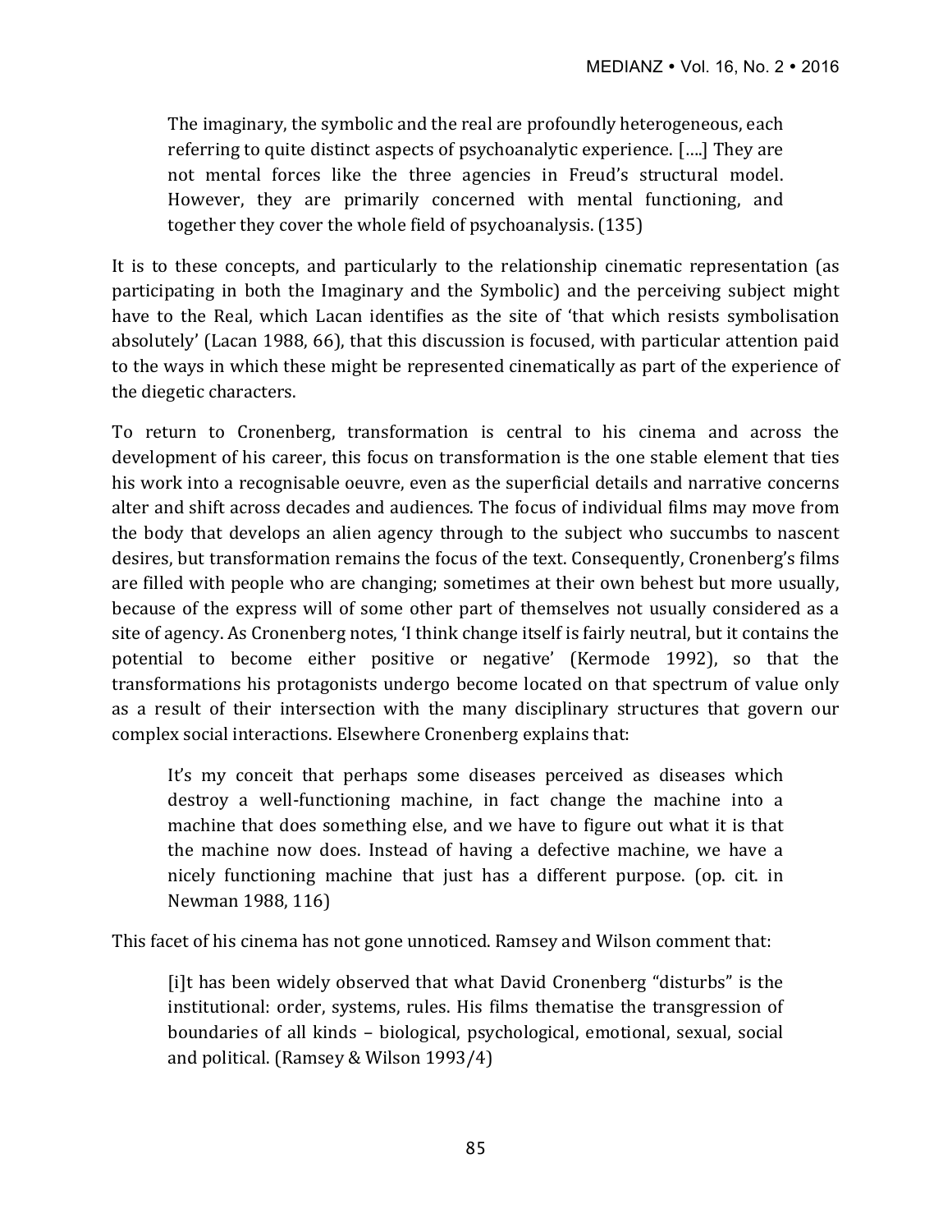> The imaginary, the symbolic and the real are profoundly heterogeneous, each referring to quite distinct aspects of psychoanalytic experience. [….] They are not mental forces like the three agencies in Freud's structural model. However, they are primarily concerned with mental functioning, and together they cover the whole field of psychoanalysis. (135)

It is to these concepts, and particularly to the relationship cinematic representation (as participating in both the Imaginary and the Symbolic) and the perceiving subject might have to the Real, which Lacan identifies as the site of 'that which resists symbolisation absolutely' (Lacan 1988, 66), that this discussion is focused, with particular attention paid to the ways in which these might be represented cinematically as part of the experience of the diegetic characters.

To return to Cronenberg, transformation is central to his cinema and across the development of his career, this focus on transformation is the one stable element that ties his work into a recognisable oeuvre, even as the superficial details and narrative concerns alter and shift across decades and audiences. The focus of individual films may move from the body that develops an alien agency through to the subject who succumbs to nascent desires, but transformation remains the focus of the text. Consequently, Cronenberg's films are filled with people who are changing; sometimes at their own behest but more usually, because of the express will of some other part of themselves not usually considered as a site of agency. As Cronenberg notes, 'I think change itself is fairly neutral, but it contains the potential to become either positive or negative' (Kermode 1992), so that the transformations his protagonists undergo become located on that spectrum of value only as a result of their intersection with the many disciplinary structures that govern our complex social interactions. Elsewhere Cronenberg explains that:

> It's my conceit that perhaps some diseases perceived as diseases which destroy a well-functioning machine, in fact change the machine into a machine that does something else, and we have to figure out what it is that the machine now does. Instead of having a defective machine, we have a nicely functioning machine that just has a different purpose. (op. cit. in Newman 1988, 116)

This facet of his cinema has not gone unnoticed. Ramsey and Wilson comment that:

> [i]t has been widely observed that what David Cronenberg "disturbs" is the institutional: order, systems, rules. His films thematise the transgression of boundaries of all kinds – biological, psychological, emotional, sexual, social and political. (Ramsey & Wilson 1993/4)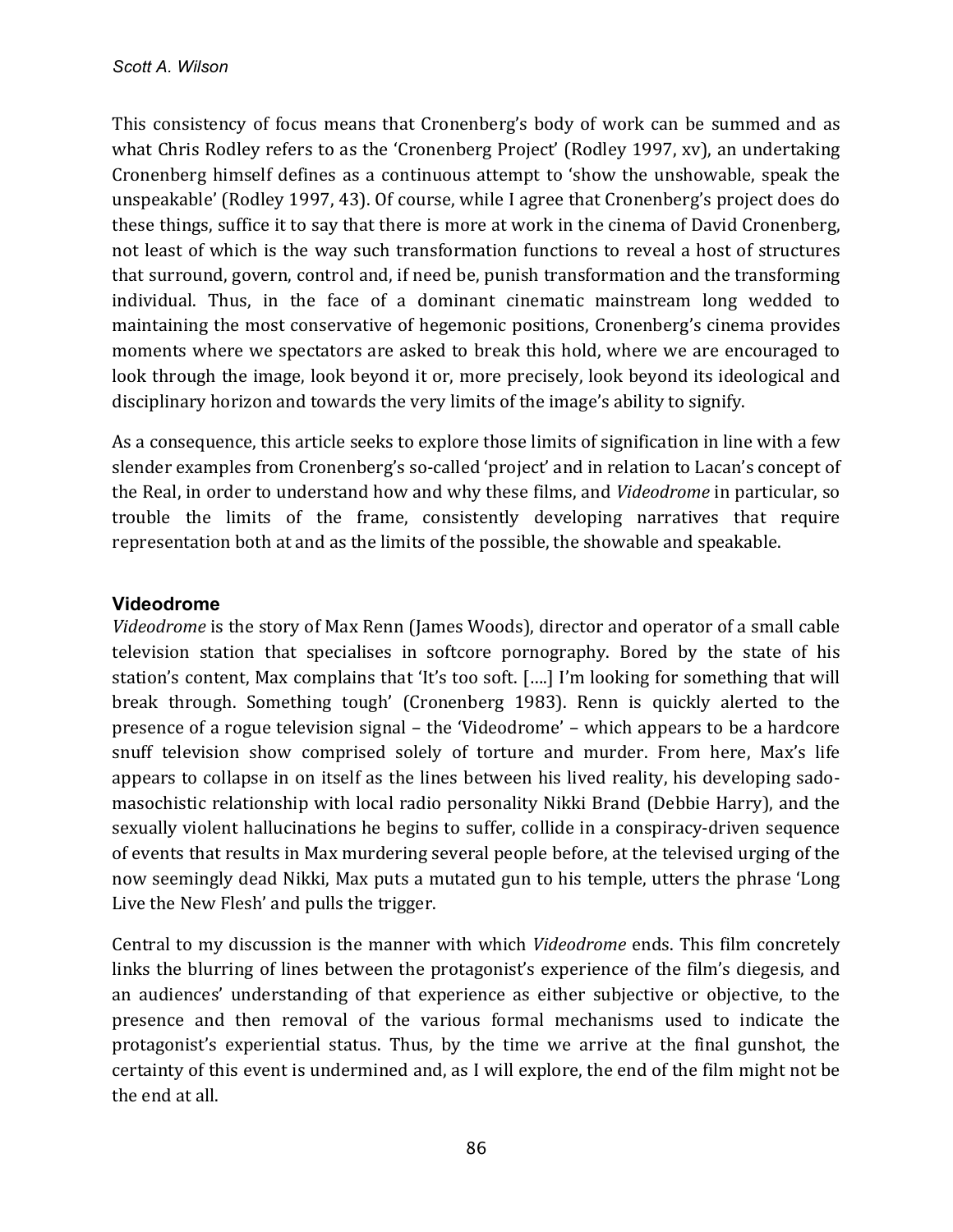This consistency of focus means that Cronenberg's body of work can be summed and as what Chris Rodley refers to as the 'Cronenberg Project' (Rodley 1997, xv), an undertaking Cronenberg himself defines as a continuous attempt to 'show the unshowable, speak the unspeakable' (Rodley 1997, 43). Of course, while I agree that Cronenberg's project does do these things, suffice it to say that there is more at work in the cinema of David Cronenberg, not least of which is the way such transformation functions to reveal a host of structures that surround, govern, control and, if need be, punish transformation and the transforming individual. Thus, in the face of a dominant cinematic mainstream long wedded to maintaining the most conservative of hegemonic positions, Cronenberg's cinema provides moments where we spectators are asked to break this hold, where we are encouraged to look through the image, look beyond it or, more precisely, look beyond its ideological and disciplinary horizon and towards the very limits of the image's ability to signify.

As a consequence, this article seeks to explore those limits of signification in line with a few slender examples from Cronenberg's so-called 'project' and in relation to Lacan's concept of the Real, in order to understand how and why these films, and *Videodrome* in particular, so trouble the limits of the frame, consistently developing narratives that require representation both at and as the limits of the possible, the showable and speakable.

## Videodrome

*Videodrome* is the story of Max Renn (James Woods), director and operator of a small cable television station that specialises in softcore pornography. Bored by the state of his station's content, Max complains that 'It's too soft. [....] I'm looking for something that will break through. Something tough' (Cronenberg 1983). Renn is quickly alerted to the presence of a rogue television signal – the 'Videodrome' – which appears to be a hardcore snuff television show comprised solely of torture and murder. From here, Max's life appears to collapse in on itself as the lines between his lived reality, his developing sado-masochistic relationship with local radio personality Nikki Brand (Debbie Harry), and the sexually violent hallucinations he begins to suffer, collide in a conspiracy-driven sequence of events that results in Max murdering several people before, at the televised urging of the now seemingly dead Nikki, Max puts a mutated gun to his temple, utters the phrase 'Long Live the New Flesh' and pulls the trigger.

Central to my discussion is the manner with which *Videodrome* ends. This film concretely links the blurring of lines between the protagonist's experience of the film's diegesis, and an audiences' understanding of that experience as either subjective or objective, to the presence and then removal of the various formal mechanisms used to indicate the protagonist's experiential status. Thus, by the time we arrive at the final gunshot, the certainty of this event is undermined and, as I will explore, the end of the film might not be the end at all.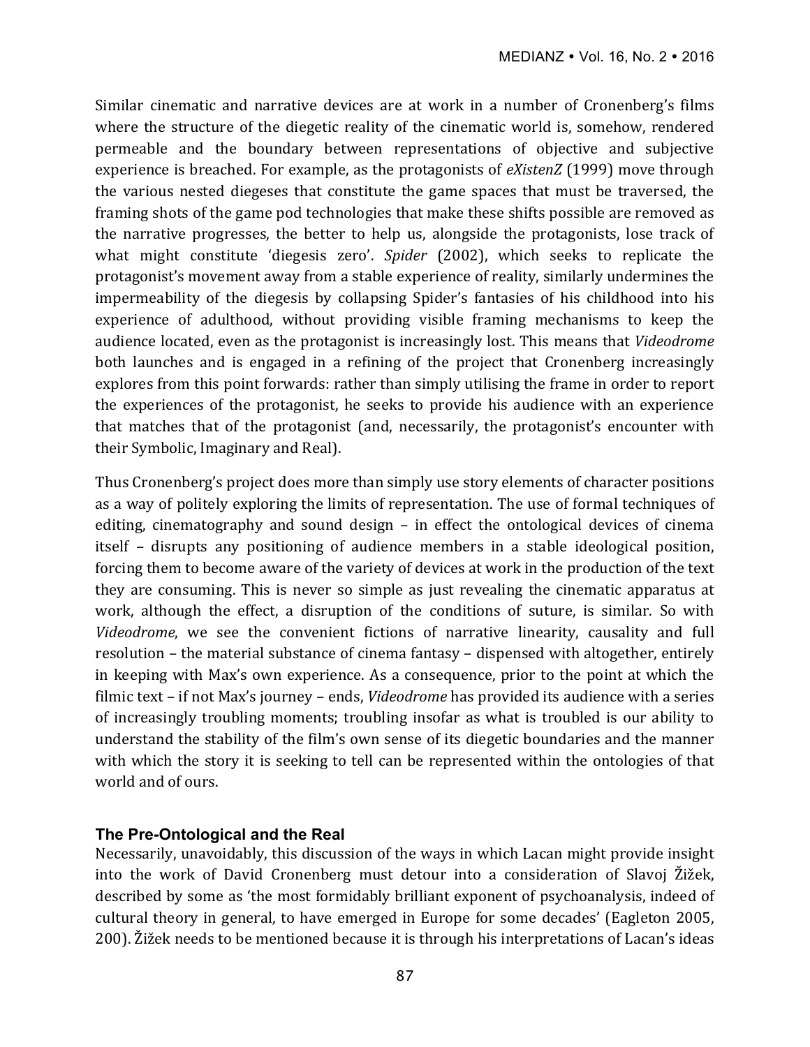Similar cinematic and narrative devices are at work in a number of Cronenberg's films where the structure of the diegetic reality of the cinematic world is, somehow, rendered permeable and the boundary between representations of objective and subjective experience is breached. For example, as the protagonists of *eXistenZ* (1999) move through the various nested diegeses that constitute the game spaces that must be traversed, the framing shots of the game pod technologies that make these shifts possible are removed as the narrative progresses, the better to help us, alongside the protagonists, lose track of what might constitute 'diegesis zero'. *Spider* (2002), which seeks to replicate the protagonist's movement away from a stable experience of reality, similarly undermines the impermeability of the diegesis by collapsing Spider's fantasies of his childhood into his experience of adulthood, without providing visible framing mechanisms to keep the audience located, even as the protagonist is increasingly lost. This means that *Videodrome* both launches and is engaged in a refining of the project that Cronenberg increasingly explores from this point forwards: rather than simply utilising the frame in order to report the experiences of the protagonist, he seeks to provide his audience with an experience that matches that of the protagonist (and, necessarily, the protagonist's encounter with their Symbolic, Imaginary and Real).

Thus Cronenberg's project does more than simply use story elements of character positions as a way of politely exploring the limits of representation. The use of formal techniques of editing, cinematography and sound design – in effect the ontological devices of cinema itself – disrupts any positioning of audience members in a stable ideological position, forcing them to become aware of the variety of devices at work in the production of the text they are consuming. This is never so simple as just revealing the cinematic apparatus at work, although the effect, a disruption of the conditions of suture, is similar. So with *Videodrome*, we see the convenient fictions of narrative linearity, causality and full resolution – the material substance of cinema fantasy – dispensed with altogether, entirely in keeping with Max's own experience. As a consequence, prior to the point at which the filmic text – if not Max's journey – ends, *Videodrome* has provided its audience with a series of increasingly troubling moments; troubling insofar as what is troubled is our ability to understand the stability of the film's own sense of its diegetic boundaries and the manner with which the story it is seeking to tell can be represented within the ontologies of that world and of ours.

## The Pre-Ontological and the Real

Necessarily, unavoidably, this discussion of the ways in which Lacan might provide insight into the work of David Cronenberg must detour into a consideration of Slavoj Žižek, described by some as 'the most formidably brilliant exponent of psychoanalysis, indeed of cultural theory in general, to have emerged in Europe for some decades' (Eagleton 2005, 200). Žižek needs to be mentioned because it is through his interpretations of Lacan's ideas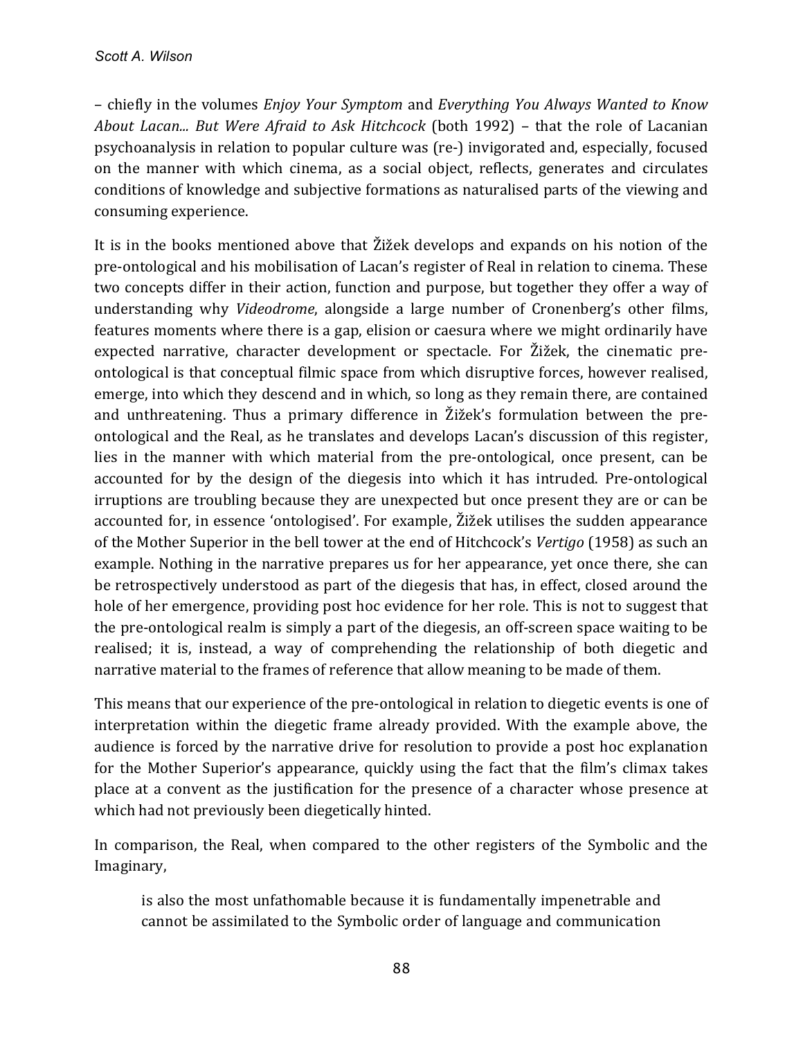– chiefly in the volumes *Enjoy Your Symptom* and *Everything You Always Wanted to Know About Lacan... But Were Afraid to Ask Hitchcock* (both 1992) – that the role of Lacanian psychoanalysis in relation to popular culture was (re-) invigorated and, especially, focused on the manner with which cinema, as a social object, reflects, generates and circulates conditions of knowledge and subjective formations as naturalised parts of the viewing and consuming experience.

It is in the books mentioned above that Žižek develops and expands on his notion of the pre-ontological and his mobilisation of Lacan's register of Real in relation to cinema. These two concepts differ in their action, function and purpose, but together they offer a way of understanding why *Videodrome*, alongside a large number of Cronenberg's other films, features moments where there is a gap, elision or caesura where we might ordinarily have expected narrative, character development or spectacle. For Žižek, the cinematic pre-ontological is that conceptual filmic space from which disruptive forces, however realised, emerge, into which they descend and in which, so long as they remain there, are contained and unthreatening. Thus a primary difference in Žižek's formulation between the pre-ontological and the Real, as he translates and develops Lacan's discussion of this register, lies in the manner with which material from the pre-ontological, once present, can be accounted for by the design of the diegesis into which it has intruded. Pre-ontological irruptions are troubling because they are unexpected but once present they are or can be accounted for, in essence 'ontologised'. For example, Žižek utilises the sudden appearance of the Mother Superior in the bell tower at the end of Hitchcock's *Vertigo* (1958) as such an example. Nothing in the narrative prepares us for her appearance, yet once there, she can be retrospectively understood as part of the diegesis that has, in effect, closed around the hole of her emergence, providing post hoc evidence for her role. This is not to suggest that the pre-ontological realm is simply a part of the diegesis, an off-screen space waiting to be realised; it is, instead, a way of comprehending the relationship of both diegetic and narrative material to the frames of reference that allow meaning to be made of them.

This means that our experience of the pre-ontological in relation to diegetic events is one of interpretation within the diegetic frame already provided. With the example above, the audience is forced by the narrative drive for resolution to provide a post hoc explanation for the Mother Superior's appearance, quickly using the fact that the film's climax takes place at a convent as the justification for the presence of a character whose presence at which had not previously been diegetically hinted.

In comparison, the Real, when compared to the other registers of the Symbolic and the Imaginary,

> is also the most unfathomable because it is fundamentally impenetrable and cannot be assimilated to the Symbolic order of language and communication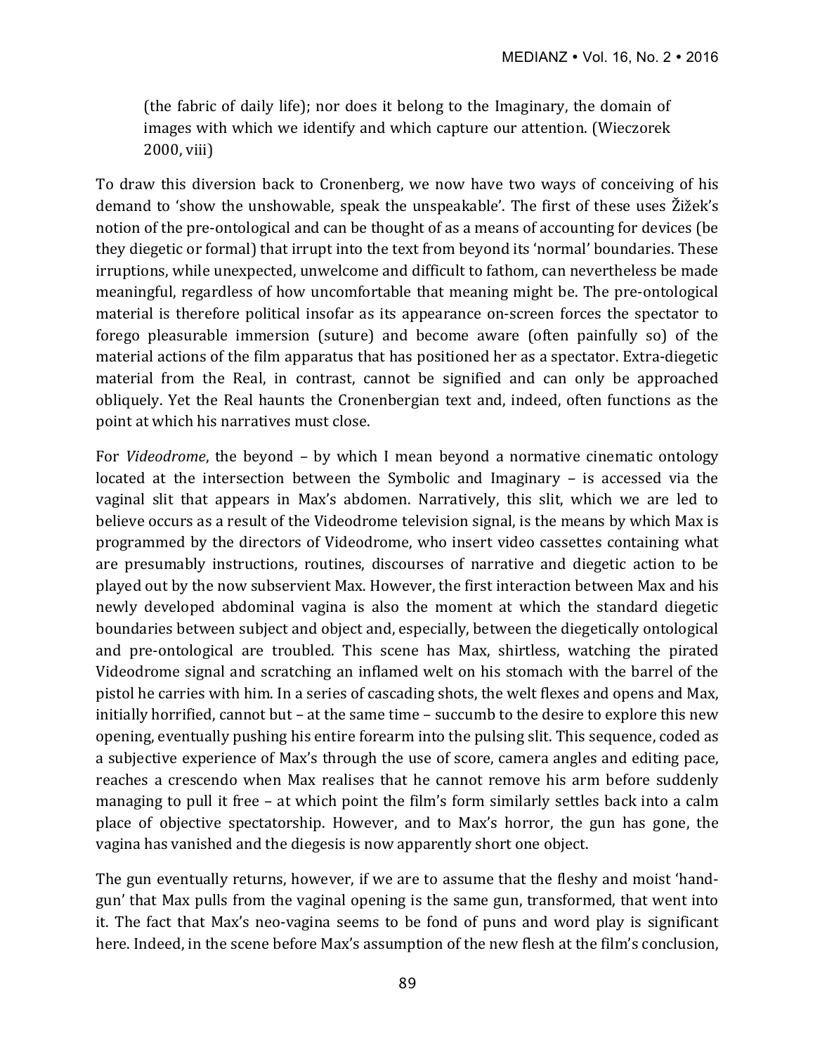> (the fabric of daily life); nor does it belong to the Imaginary, the domain of images with which we identify and which capture our attention. (Wieczorek 2000, viii)

To draw this diversion back to Cronenberg, we now have two ways of conceiving of his demand to 'show the unshowable, speak the unspeakable'. The first of these uses Žižek's notion of the pre-ontological and can be thought of as a means of accounting for devices (be they diegetic or formal) that irrupt into the text from beyond its 'normal' boundaries. These irruptions, while unexpected, unwelcome and difficult to fathom, can nevertheless be made meaningful, regardless of how uncomfortable that meaning might be. The pre-ontological material is therefore political insofar as its appearance on-screen forces the spectator to forego pleasurable immersion (suture) and become aware (often painfully so) of the material actions of the film apparatus that has positioned her as a spectator. Extra-diegetic material from the Real, in contrast, cannot be signified and can only be approached obliquely. Yet the Real haunts the Cronenbergian text and, indeed, often functions as the point at which his narratives must close.

For *Videodrome*, the beyond – by which I mean beyond a normative cinematic ontology located at the intersection between the Symbolic and Imaginary – is accessed via the vaginal slit that appears in Max's abdomen. Narratively, this slit, which we are led to believe occurs as a result of the Videodrome television signal, is the means by which Max is programmed by the directors of Videodrome, who insert video cassettes containing what are presumably instructions, routines, discourses of narrative and diegetic action to be played out by the now subservient Max. However, the first interaction between Max and his newly developed abdominal vagina is also the moment at which the standard diegetic boundaries between subject and object and, especially, between the diegetically ontological and pre-ontological are troubled. This scene has Max, shirtless, watching the pirated Videodrome signal and scratching an inflamed welt on his stomach with the barrel of the pistol he carries with him. In a series of cascading shots, the welt flexes and opens and Max, initially horrified, cannot but – at the same time – succumb to the desire to explore this new opening, eventually pushing his entire forearm into the pulsing slit. This sequence, coded as a subjective experience of Max's through the use of score, camera angles and editing pace, reaches a crescendo when Max realises that he cannot remove his arm before suddenly managing to pull it free – at which point the film's form similarly settles back into a calm place of objective spectatorship. However, and to Max's horror, the gun has gone, the vagina has vanished and the diegesis is now apparently short one object.

The gun eventually returns, however, if we are to assume that the fleshy and moist 'hand-gun' that Max pulls from the vaginal opening is the same gun, transformed, that went into it. The fact that Max's neo-vagina seems to be fond of puns and word play is significant here. Indeed, in the scene before Max's assumption of the new flesh at the film's conclusion,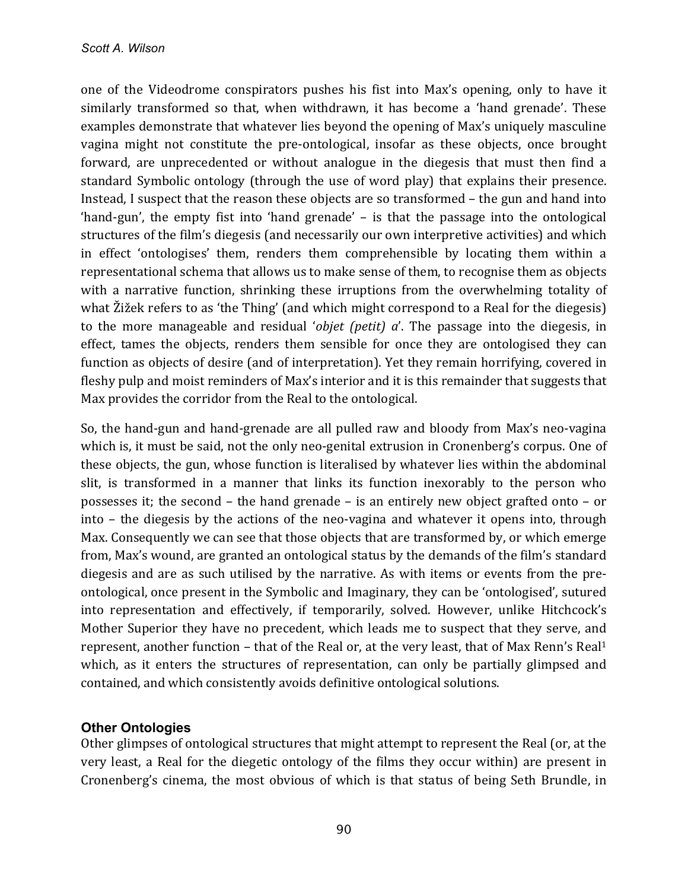one of the Videodrome conspirators pushes his fist into Max's opening, only to have it similarly transformed so that, when withdrawn, it has become a 'hand grenade'. These examples demonstrate that whatever lies beyond the opening of Max's uniquely masculine vagina might not constitute the pre-ontological, insofar as these objects, once brought forward, are unprecedented or without analogue in the diegesis that must then find a standard Symbolic ontology (through the use of word play) that explains their presence. Instead, I suspect that the reason these objects are so transformed – the gun and hand into 'hand-gun', the empty fist into 'hand grenade' – is that the passage into the ontological structures of the film's diegesis (and necessarily our own interpretive activities) and which in effect 'ontologises' them, renders them comprehensible by locating them within a representational schema that allows us to make sense of them, to recognise them as objects with a narrative function, shrinking these irruptions from the overwhelming totality of what Žižek refers to as 'the Thing' (and which might correspond to a Real for the diegesis) to the more manageable and residual '*objet (petit) a*'. The passage into the diegesis, in effect, tames the objects, renders them sensible for once they are ontologised they can function as objects of desire (and of interpretation). Yet they remain horrifying, covered in fleshy pulp and moist reminders of Max's interior and it is this remainder that suggests that Max provides the corridor from the Real to the ontological.

So, the hand-gun and hand-grenade are all pulled raw and bloody from Max's neo-vagina which is, it must be said, not the only neo-genital extrusion in Cronenberg's corpus. One of these objects, the gun, whose function is literalised by whatever lies within the abdominal slit, is transformed in a manner that links its function inexorably to the person who possesses it; the second – the hand grenade – is an entirely new object grafted onto – or into – the diegesis by the actions of the neo-vagina and whatever it opens into, through Max. Consequently we can see that those objects that are transformed by, or which emerge from, Max's wound, are granted an ontological status by the demands of the film's standard diegesis and are as such utilised by the narrative. As with items or events from the pre-ontological, once present in the Symbolic and Imaginary, they can be 'ontologised', sutured into representation and effectively, if temporarily, solved. However, unlike Hitchcock's Mother Superior they have no precedent, which leads me to suspect that they serve, and represent, another function – that of the Real or, at the very least, that of Max Renn's Real[1] which, as it enters the structures of representation, can only be partially glimpsed and contained, and which consistently avoids definitive ontological solutions.

## Other Ontologies

Other glimpses of ontological structures that might attempt to represent the Real (or, at the very least, a Real for the diegetic ontology of the films they occur within) are present in Cronenberg's cinema, the most obvious of which is that status of being Seth Brundle, in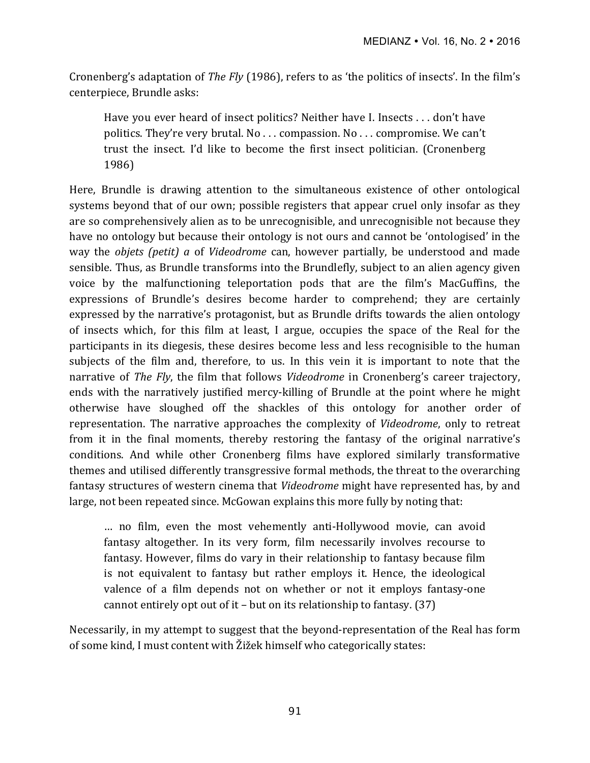Cronenberg's adaptation of *The Fly* (1986), refers to as 'the politics of insects'. In the film's centerpiece, Brundle asks:

> Have you ever heard of insect politics? Neither have I. Insects . . . don't have politics. They're very brutal. No . . . compassion. No . . . compromise. We can't trust the insect. I'd like to become the first insect politician. (Cronenberg 1986)

Here, Brundle is drawing attention to the simultaneous existence of other ontological systems beyond that of our own; possible registers that appear cruel only insofar as they are so comprehensively alien as to be unrecognisible, and unrecognisible not because they have no ontology but because their ontology is not ours and cannot be 'ontologised' in the way the *objets (petit) a* of *Videodrome* can, however partially, be understood and made sensible. Thus, as Brundle transforms into the Brundlefly, subject to an alien agency given voice by the malfunctioning teleportation pods that are the film's MacGuffins, the expressions of Brundle's desires become harder to comprehend; they are certainly expressed by the narrative's protagonist, but as Brundle drifts towards the alien ontology of insects which, for this film at least, I argue, occupies the space of the Real for the participants in its diegesis, these desires become less and less recognisible to the human subjects of the film and, therefore, to us. In this vein it is important to note that the narrative of *The Fly*, the film that follows *Videodrome* in Cronenberg's career trajectory, ends with the narratively justified mercy-killing of Brundle at the point where he might otherwise have sloughed off the shackles of this ontology for another order of representation. The narrative approaches the complexity of *Videodrome*, only to retreat from it in the final moments, thereby restoring the fantasy of the original narrative's conditions. And while other Cronenberg films have explored similarly transformative themes and utilised differently transgressive formal methods, the threat to the overarching fantasy structures of western cinema that *Videodrome* might have represented has, by and large, not been repeated since. McGowan explains this more fully by noting that:

> … no film, even the most vehemently anti-Hollywood movie, can avoid fantasy altogether. In its very form, film necessarily involves recourse to fantasy. However, films do vary in their relationship to fantasy because film is not equivalent to fantasy but rather employs it. Hence, the ideological valence of a film depends not on whether or not it employs fantasy-one cannot entirely opt out of it – but on its relationship to fantasy. (37)

Necessarily, in my attempt to suggest that the beyond-representation of the Real has form of some kind, I must content with Žižek himself who categorically states: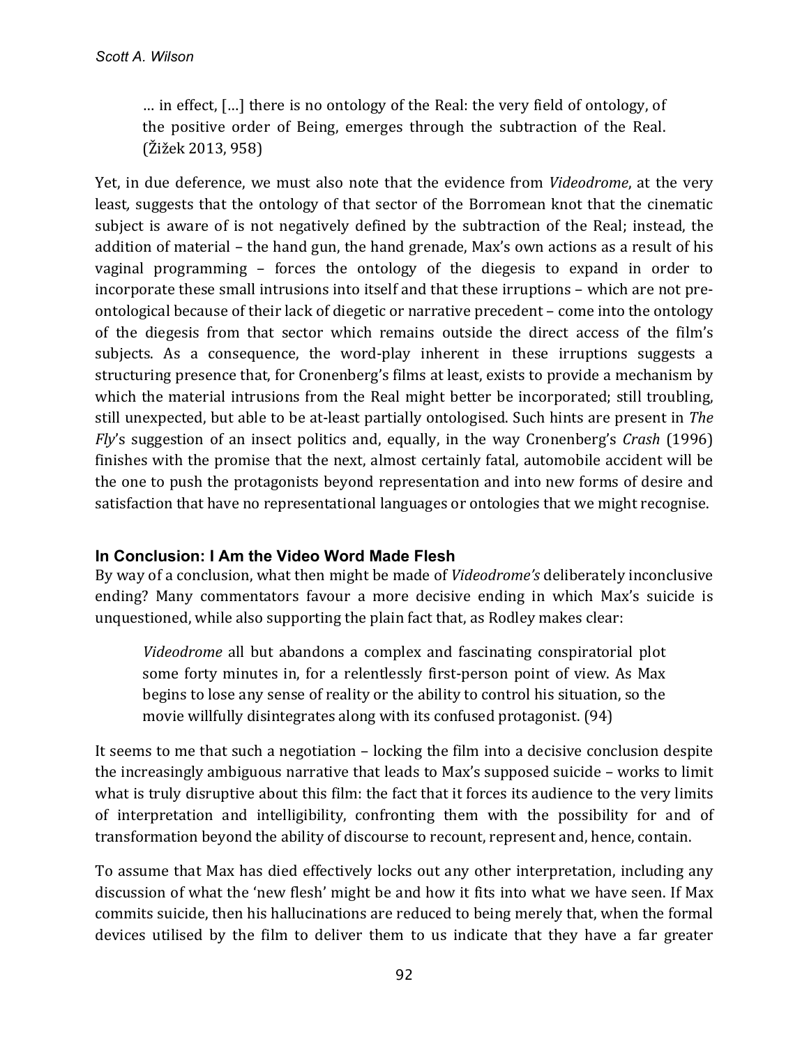> … in effect, […] there is no ontology of the Real: the very field of ontology, of the positive order of Being, emerges through the subtraction of the Real. (Žižek 2013, 958)

Yet, in due deference, we must also note that the evidence from *Videodrome*, at the very least, suggests that the ontology of that sector of the Borromean knot that the cinematic subject is aware of is not negatively defined by the subtraction of the Real; instead, the addition of material – the hand gun, the hand grenade, Max's own actions as a result of his vaginal programming – forces the ontology of the diegesis to expand in order to incorporate these small intrusions into itself and that these irruptions – which are not pre-ontological because of their lack of diegetic or narrative precedent – come into the ontology of the diegesis from that sector which remains outside the direct access of the film's subjects. As a consequence, the word-play inherent in these irruptions suggests a structuring presence that, for Cronenberg's films at least, exists to provide a mechanism by which the material intrusions from the Real might better be incorporated; still troubling, still unexpected, but able to be at-least partially ontologised. Such hints are present in *The Fly*'s suggestion of an insect politics and, equally, in the way Cronenberg's *Crash* (1996) finishes with the promise that the next, almost certainly fatal, automobile accident will be the one to push the protagonists beyond representation and into new forms of desire and satisfaction that have no representational languages or ontologies that we might recognise.

## In Conclusion: I Am the Video Word Made Flesh

By way of a conclusion, what then might be made of *Videodrome's* deliberately inconclusive ending? Many commentators favour a more decisive ending in which Max's suicide is unquestioned, while also supporting the plain fact that, as Rodley makes clear:

> *Videodrome* all but abandons a complex and fascinating conspiratorial plot some forty minutes in, for a relentlessly first-person point of view. As Max begins to lose any sense of reality or the ability to control his situation, so the movie willfully disintegrates along with its confused protagonist. (94)

It seems to me that such a negotiation – locking the film into a decisive conclusion despite the increasingly ambiguous narrative that leads to Max's supposed suicide – works to limit what is truly disruptive about this film: the fact that it forces its audience to the very limits of interpretation and intelligibility, confronting them with the possibility for and of transformation beyond the ability of discourse to recount, represent and, hence, contain.

To assume that Max has died effectively locks out any other interpretation, including any discussion of what the 'new flesh' might be and how it fits into what we have seen. If Max commits suicide, then his hallucinations are reduced to being merely that, when the formal devices utilised by the film to deliver them to us indicate that they have a far greater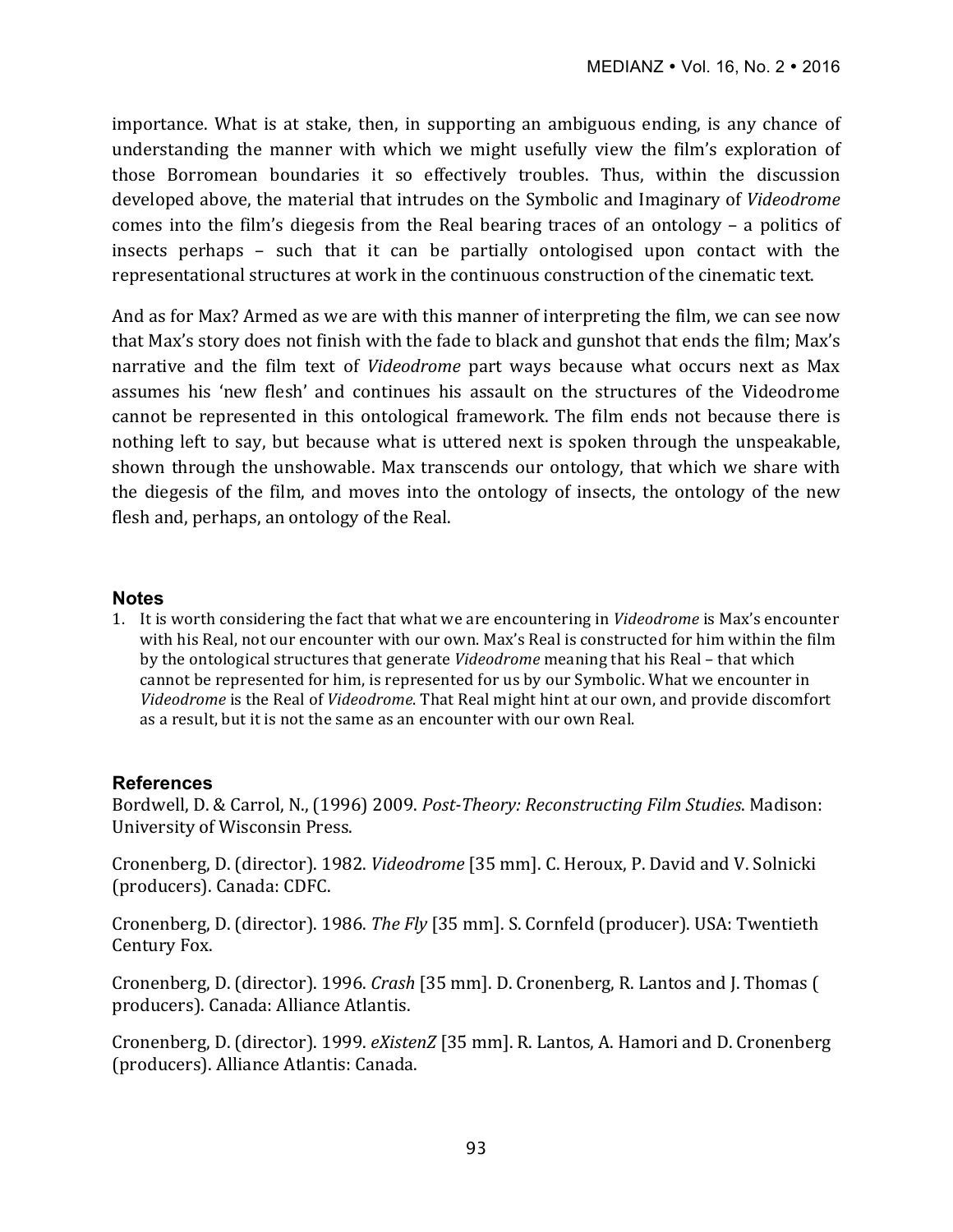importance. What is at stake, then, in supporting an ambiguous ending, is any chance of understanding the manner with which we might usefully view the film's exploration of those Borromean boundaries it so effectively troubles. Thus, within the discussion developed above, the material that intrudes on the Symbolic and Imaginary of *Videodrome* comes into the film's diegesis from the Real bearing traces of an ontology – a politics of insects perhaps – such that it can be partially ontologised upon contact with the representational structures at work in the continuous construction of the cinematic text.

And as for Max? Armed as we are with this manner of interpreting the film, we can see now that Max's story does not finish with the fade to black and gunshot that ends the film; Max's narrative and the film text of *Videodrome* part ways because what occurs next as Max assumes his 'new flesh' and continues his assault on the structures of the Videodrome cannot be represented in this ontological framework. The film ends not because there is nothing left to say, but because what is uttered next is spoken through the unspeakable, shown through the unshowable. Max transcends our ontology, that which we share with the diegesis of the film, and moves into the ontology of insects, the ontology of the new flesh and, perhaps, an ontology of the Real.

## Notes

1. It is worth considering the fact that what we are encountering in *Videodrome* is Max's encounter with his Real, not our encounter with our own. Max's Real is constructed for him within the film by the ontological structures that generate *Videodrome* meaning that his Real – that which cannot be represented for him, is represented for us by our Symbolic. What we encounter in *Videodrome* is the Real of *Videodrome*. That Real might hint at our own, and provide discomfort as a result, but it is not the same as an encounter with our own Real.

## References

Bordwell, D. & Carrol, N., (1996) 2009. *Post-Theory: Reconstructing Film Studies*. Madison: University of Wisconsin Press.

Cronenberg, D. (director). 1982. *Videodrome* [35 mm]. C. Heroux, P. David and V. Solnicki (producers). Canada: CDFC.

Cronenberg, D. (director). 1986. *The Fly* [35 mm]. S. Cornfeld (producer). USA: Twentieth Century Fox.

Cronenberg, D. (director). 1996. *Crash* [35 mm]. D. Cronenberg, R. Lantos and J. Thomas ( producers). Canada: Alliance Atlantis.

Cronenberg, D. (director). 1999. *eXistenZ* [35 mm]. R. Lantos, A. Hamori and D. Cronenberg (producers). Alliance Atlantis: Canada.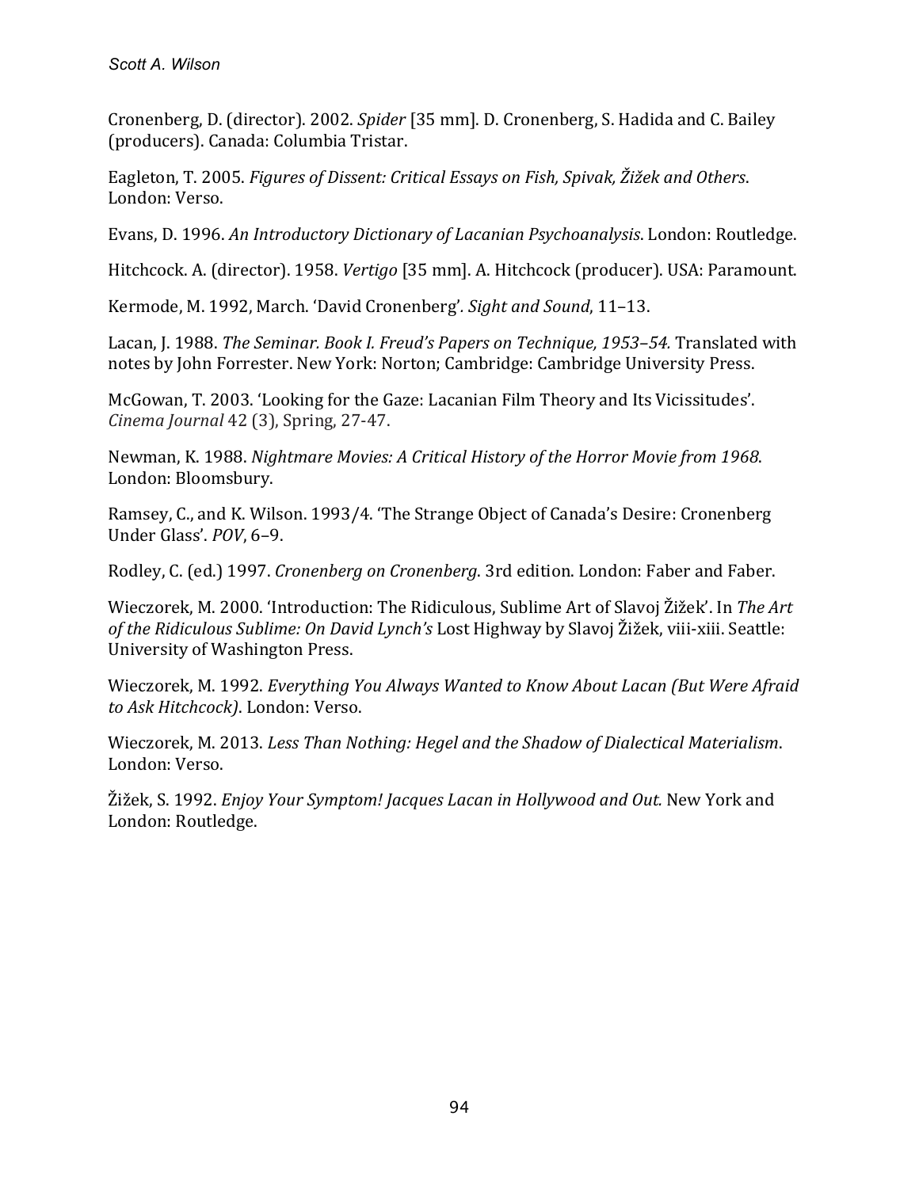Cronenberg, D. (director). 2002. *Spider* [35 mm]. D. Cronenberg, S. Hadida and C. Bailey (producers). Canada: Columbia Tristar.

Eagleton, T. 2005. *Figures of Dissent: Critical Essays on Fish, Spivak, Žižek and Others*. London: Verso.

Evans, D. 1996. *An Introductory Dictionary of Lacanian Psychoanalysis*. London: Routledge.

Hitchcock. A. (director). 1958. *Vertigo* [35 mm]. A. Hitchcock (producer). USA: Paramount.

Kermode, M. 1992, March. 'David Cronenberg'. *Sight and Sound*, 11–13.

Lacan, J. 1988. *The Seminar. Book I. Freud's Papers on Technique, 1953–54.* Translated with notes by John Forrester. New York: Norton; Cambridge: Cambridge University Press.

McGowan, T. 2003. 'Looking for the Gaze: Lacanian Film Theory and Its Vicissitudes'. *Cinema Journal* 42 (3), Spring, 27-47.

Newman, K. 1988. *Nightmare Movies: A Critical History of the Horror Movie from 1968*. London: Bloomsbury.

Ramsey, C., and K. Wilson. 1993/4. 'The Strange Object of Canada's Desire: Cronenberg Under Glass'. *POV*, 6–9.

Rodley, C. (ed.) 1997. *Cronenberg on Cronenberg*. 3rd edition. London: Faber and Faber.

Wieczorek, M. 2000. 'Introduction: The Ridiculous, Sublime Art of Slavoj Žižek'. In *The Art of the Ridiculous Sublime: On David Lynch's* Lost Highway by Slavoj Žižek, viii-xiii. Seattle: University of Washington Press.

Wieczorek, M. 1992. *Everything You Always Wanted to Know About Lacan (But Were Afraid to Ask Hitchcock).* London: Verso.

Wieczorek, M. 2013. *Less Than Nothing: Hegel and the Shadow of Dialectical Materialism*. London: Verso.

Žižek, S. 1992. *Enjoy Your Symptom! Jacques Lacan in Hollywood and Out.* New York and London: Routledge.